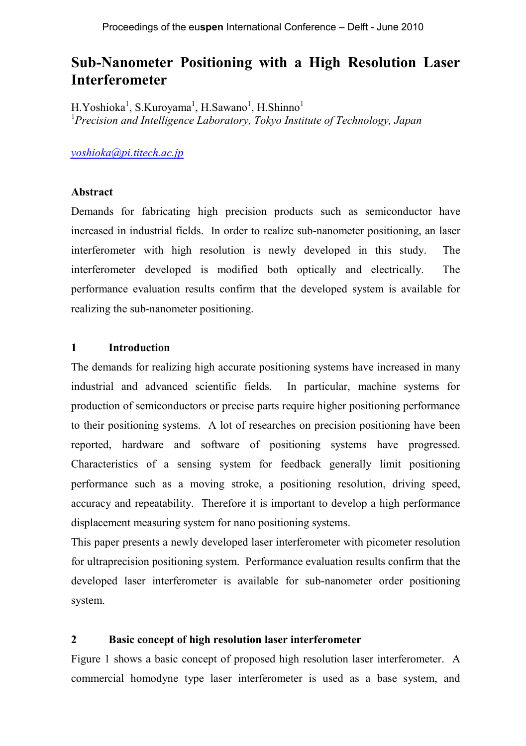# Sub-Nanometer Positioning with a High Resolution Laser Interferometer

H.Yoshioka[1], S.Kuroyama[1], H.Sawano[1], H.Shinno[1]
[1]*Precision and Intelligence Laboratory, Tokyo Institute of Technology, Japan*

yoshioka@pi.titech.ac.jp

### Abstract

Demands for fabricating high precision products such as semiconductor have increased in industrial fields. In order to realize sub-nanometer positioning, an laser interferometer with high resolution is newly developed in this study. The interferometer developed is modified both optically and electrically. The performance evaluation results confirm that the developed system is available for realizing the sub-nanometer positioning.

## 1 Introduction

The demands for realizing high accurate positioning systems have increased in many industrial and advanced scientific fields. In particular, machine systems for production of semiconductors or precise parts require higher positioning performance to their positioning systems. A lot of researches on precision positioning have been reported, hardware and software of positioning systems have progressed. Characteristics of a sensing system for feedback generally limit positioning performance such as a moving stroke, a positioning resolution, driving speed, accuracy and repeatability. Therefore it is important to develop a high performance displacement measuring system for nano positioning systems.

This paper presents a newly developed laser interferometer with picometer resolution for ultraprecision positioning system. Performance evaluation results confirm that the developed laser interferometer is available for sub-nanometer order positioning system.

## 2 Basic concept of high resolution laser interferometer

Figure 1 shows a basic concept of proposed high resolution laser interferometer. A commercial homodyne type laser interferometer is used as a base system, and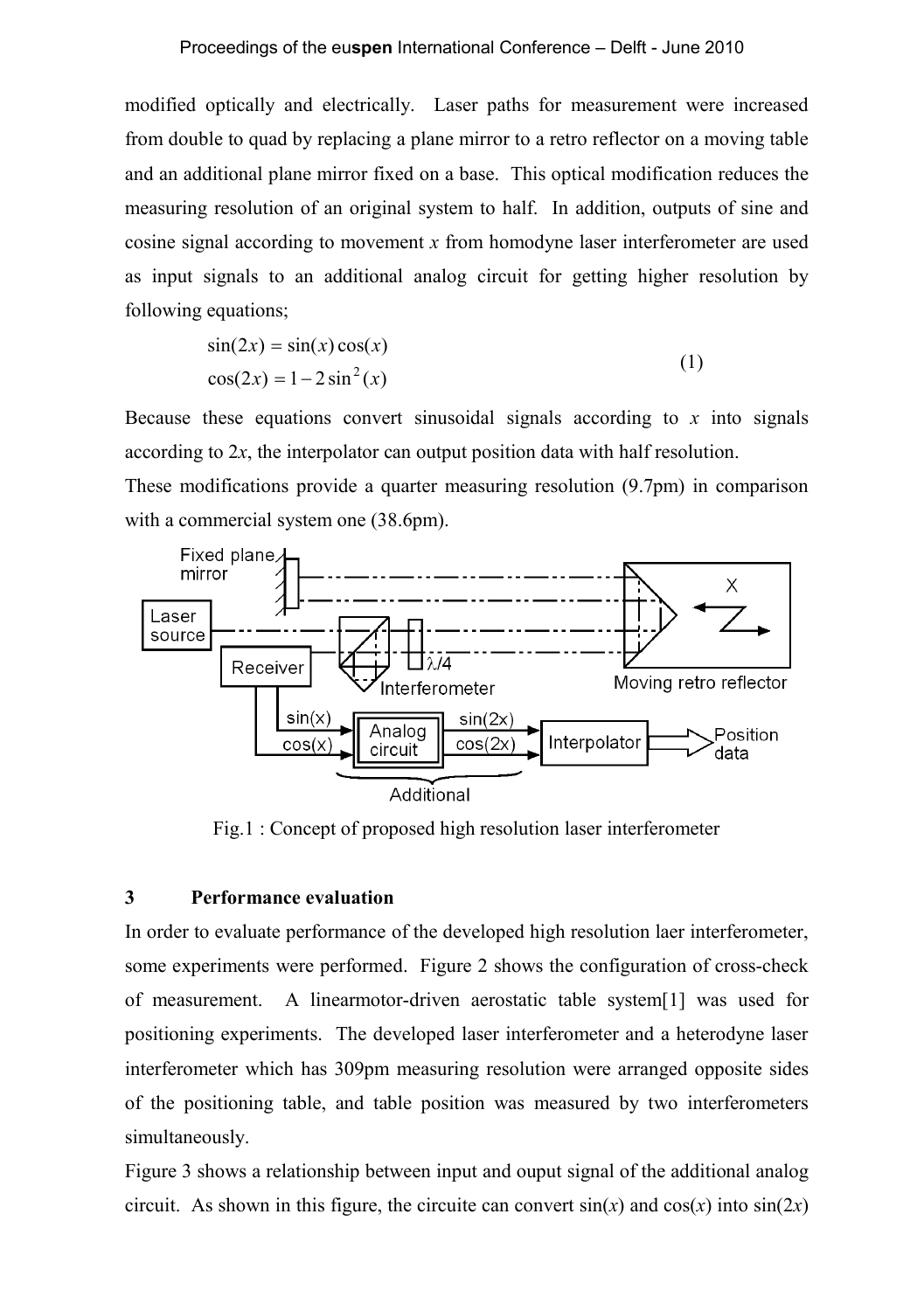modified optically and electrically. Laser paths for measurement were increased from double to quad by replacing a plane mirror to a retro reflector on a moving table and an additional plane mirror fixed on a base. This optical modification reduces the measuring resolution of an original system to half. In addition, outputs of sine and cosine signal according to movement *x* from homodyne laser interferometer are used as input signals to an additional analog circuit for getting higher resolution by following equations;

$$
\begin{aligned}
\sin(2x) &= \sin(x)\cos(x) \\
\cos(2x) &= 1 - 2\sin^2(x)
\end{aligned}
\tag{1}
$$

Because these equations convert sinusoidal signals according to *x* into signals according to 2*x*, the interpolator can output position data with half resolution.

These modifications provide a quarter measuring resolution (9.7pm) in comparison with a commercial system one (38.6pm).

Fig.1 : Concept of proposed high resolution laser interferometer

## 3 Performance evaluation

In order to evaluate performance of the developed high resolution laer interferometer, some experiments were performed. Figure 2 shows the configuration of cross-check of measurement. A linearmotor-driven aerostatic table system[1] was used for positioning experiments. The developed laser interferometer and a heterodyne laser interferometer which has 309pm measuring resolution were arranged opposite sides of the positioning table, and table position was measured by two interferometers simultaneously.

Figure 3 shows a relationship between input and ouput signal of the additional analog circuit. As shown in this figure, the circuite can convert $\sin(x)$ and $\cos(x)$ into $\sin(2x)$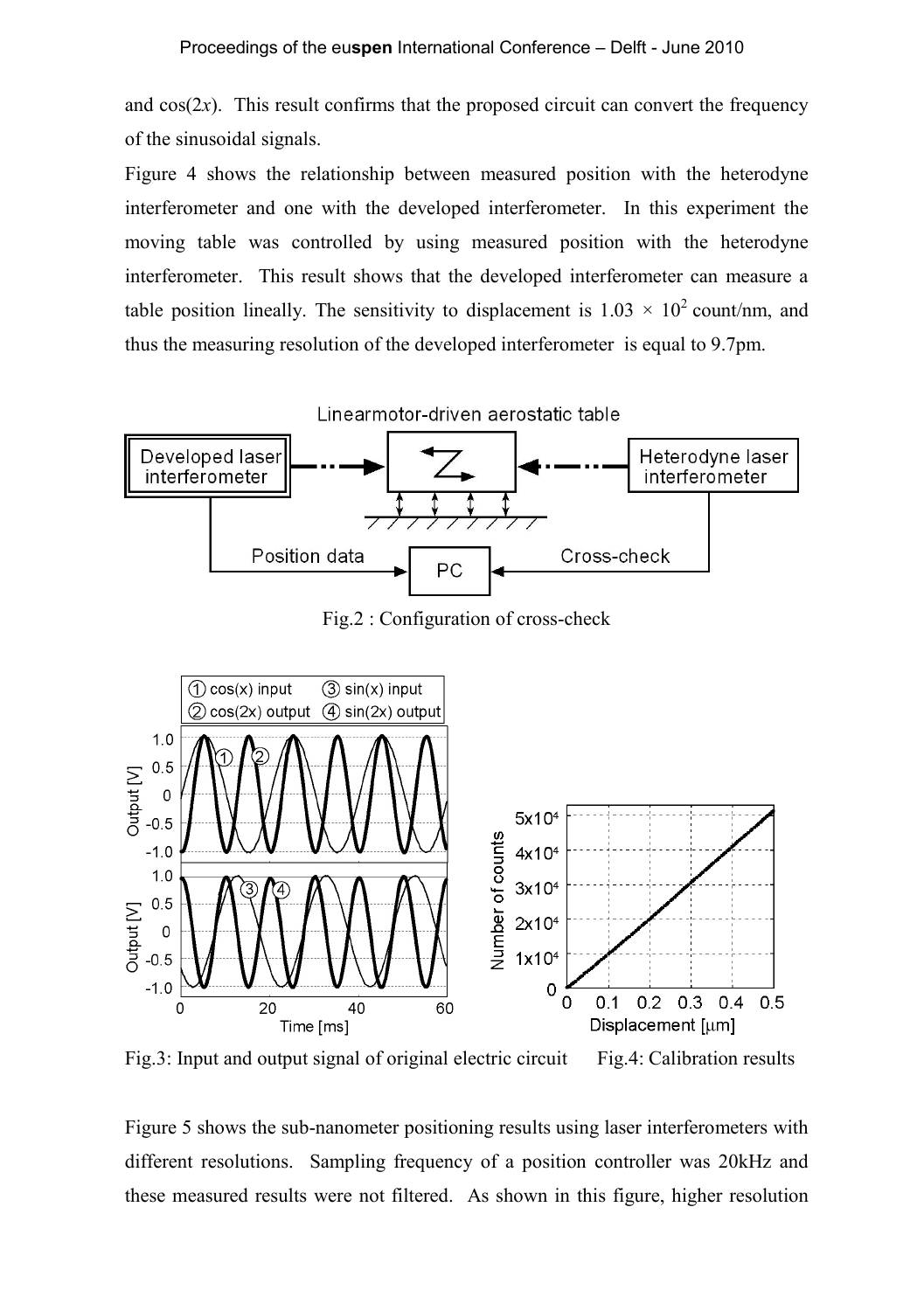and $\cos(2x)$. This result confirms that the proposed circuit can convert the frequency of the sinusoidal signals.

Figure 4 shows the relationship between measured position with the heterodyne interferometer and one with the developed interferometer. In this experiment the moving table was controlled by using measured position with the heterodyne interferometer. This result shows that the developed interferometer can measure a table position lineally. The sensitivity to displacement is $1.03 \times 10^2$ count/nm, and thus the measuring resolution of the developed interferometer is equal to 9.7pm.

Fig.2 : Configuration of cross-check

Fig.3: Input and output signal of original electric circuit

Fig.4: Calibration results

Figure 5 shows the sub-nanometer positioning results using laser interferometers with different resolutions. Sampling frequency of a position controller was 20kHz and these measured results were not filtered. As shown in this figure, higher resolution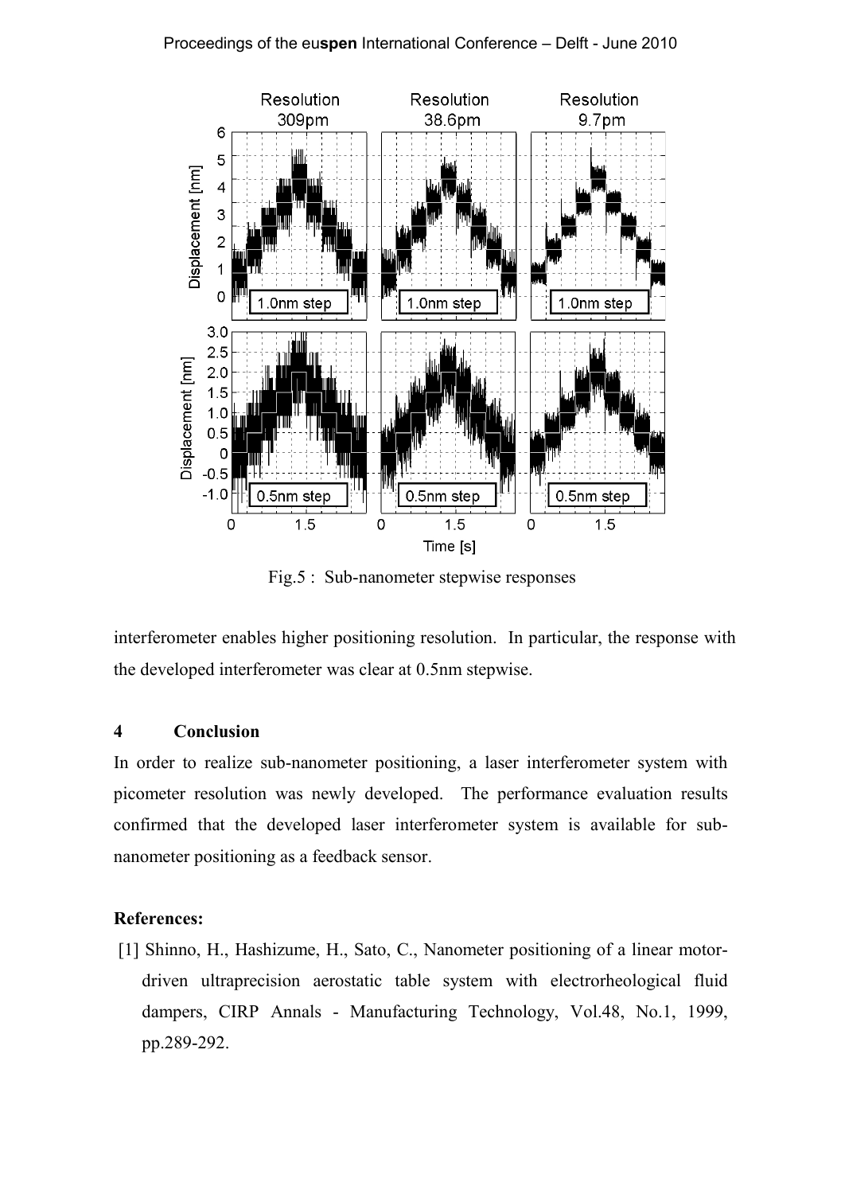Resolution 309pm

Resolution 38.6pm

Resolution 9.7pm

Displacement [nm]

6
5
4
3
2
1
0

1.0nm step

1.0nm step

1.0nm step

Displacement [nm]

3.0
2.5
2.0
1.5
1.0
0.5
0
-0.5
-1.0

0.5nm step

0.5nm step

0.5nm step

0 1.5 0 1.5 0 1.5

Time [s]

Fig.5 : Sub-nanometer stepwise responses

interferometer enables higher positioning resolution. In particular, the response with the developed interferometer was clear at 0.5nm stepwise.

## 4 Conclusion

In order to realize sub-nanometer positioning, a laser interferometer system with picometer resolution was newly developed. The performance evaluation results confirmed that the developed laser interferometer system is available for sub-nanometer positioning as a feedback sensor.

## References:

[1] Shinno, H., Hashizume, H., Sato, C., Nanometer positioning of a linear motor-driven ultraprecision aerostatic table system with electrorheological fluid dampers, CIRP Annals - Manufacturing Technology, Vol.48, No.1, 1999, pp.289-292.